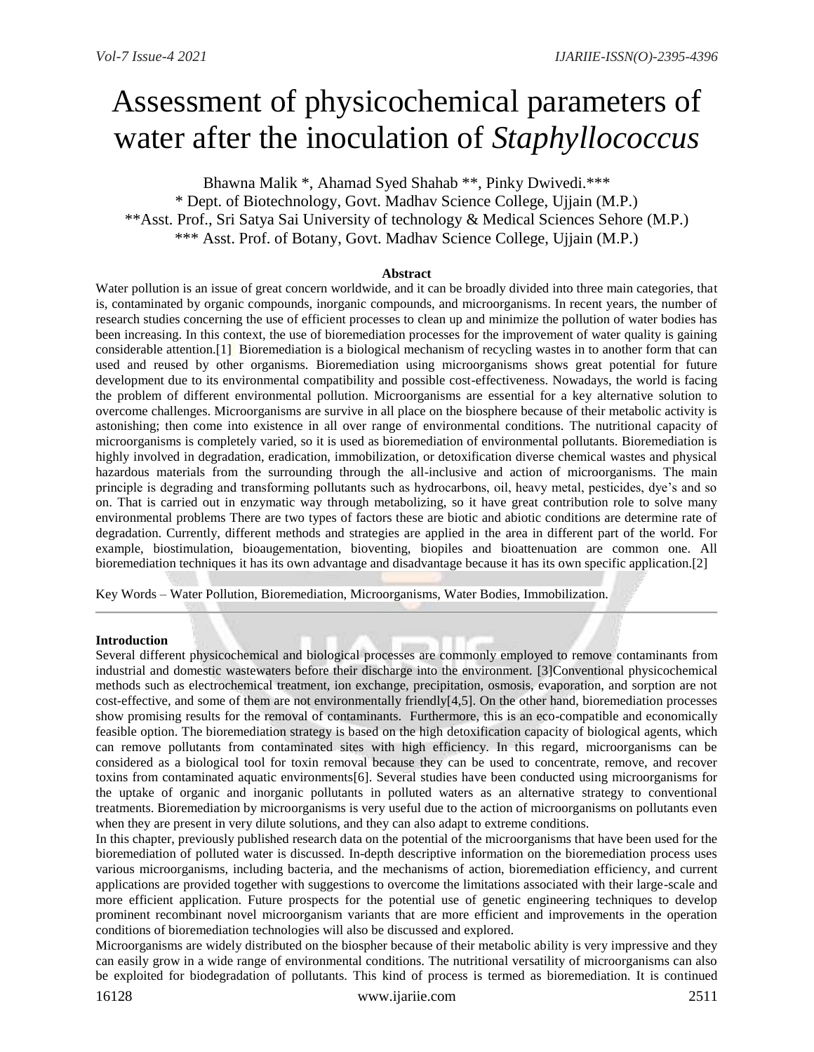// Assessment of physicochemical parameters of water after the inoculation of *Staphyllococcus*

Bhawna Malik *, Ahamad Syed Shahab **, Pinky Dwivedi.***

\* Dept. of Biotechnology, Govt. Madhav Science College, Ujjain (M.P.)

\*\*Asst. Prof., Sri Satya Sai University of technology & Medical Sciences Sehore (M.P.)

\*\*\* Asst. Prof. of Botany, Govt. Madhav Science College, Ujjain (M.P.)

**Abstract**

Water pollution is an issue of great concern worldwide, and it can be broadly divided into three main categories, that is, contaminated by organic compounds, inorganic compounds, and microorganisms. In recent years, the number of research studies concerning the use of efficient processes to clean up and minimize the pollution of water bodies has been increasing. In this context, the use of bioremediation processes for the improvement of water quality is gaining considerable attention.[1] Bioremediation is a biological mechanism of recycling wastes in to another form that can used and reused by other organisms. Bioremediation using microorganisms shows great potential for future development due to its environmental compatibility and possible cost-effectiveness. Nowadays, the world is facing the problem of different environmental pollution. Microorganisms are essential for a key alternative solution to overcome challenges. Microorganisms are survive in all place on the biosphere because of their metabolic activity is astonishing; then come into existence in all over range of environmental conditions. The nutritional capacity of microorganisms is completely varied, so it is used as bioremediation of environmental pollutants. Bioremediation is highly involved in degradation, eradication, immobilization, or detoxification diverse chemical wastes and physical hazardous materials from the surrounding through the all-inclusive and action of microorganisms. The main principle is degrading and transforming pollutants such as hydrocarbons, oil, heavy metal, pesticides, dye's and so on. That is carried out in enzymatic way through metabolizing, so it have great contribution role to solve many environmental problems There are two types of factors these are biotic and abiotic conditions are determine rate of degradation. Currently, different methods and strategies are applied in the area in different part of the world. For example, biostimulation, bioaugementation, bioventing, biopiles and bioattenuation are common one. All bioremediation techniques it has its own advantage and disadvantage because it has its own specific application.[2]

Key Words – Water Pollution, Bioremediation, Microorganisms, Water Bodies, Immobilization.

---

**Introduction**

Several different physicochemical and biological processes are commonly employed to remove contaminants from industrial and domestic wastewaters before their discharge into the environment. [3]Conventional physicochemical methods such as electrochemical treatment, ion exchange, precipitation, osmosis, evaporation, and sorption are not cost-effective, and some of them are not environmentally friendly[4,5]. On the other hand, bioremediation processes show promising results for the removal of contaminants. Furthermore, this is an eco-compatible and economically feasible option. The bioremediation strategy is based on the high detoxification capacity of biological agents, which can remove pollutants from contaminated sites with high efficiency. In this regard, microorganisms can be considered as a biological tool for toxin removal because they can be used to concentrate, remove, and recover toxins from contaminated aquatic environments[6]. Several studies have been conducted using microorganisms for the uptake of organic and inorganic pollutants in polluted waters as an alternative strategy to conventional treatments. Bioremediation by microorganisms is very useful due to the action of microorganisms on pollutants even when they are present in very dilute solutions, and they can also adapt to extreme conditions.

In this chapter, previously published research data on the potential of the microorganisms that have been used for the bioremediation of polluted water is discussed. In-depth descriptive information on the bioremediation process uses various microorganisms, including bacteria, and the mechanisms of action, bioremediation efficiency, and current applications are provided together with suggestions to overcome the limitations associated with their large-scale and more efficient application. Future prospects for the potential use of genetic engineering techniques to develop prominent recombinant novel microorganism variants that are more efficient and improvements in the operation conditions of bioremediation technologies will also be discussed and explored.

Microorganisms are widely distributed on the biospher because of their metabolic ability is very impressive and they can easily grow in a wide range of environmental conditions. The nutritional versatility of microorganisms can also be exploited for biodegradation of pollutants. This kind of process is termed as bioremediation. It is continued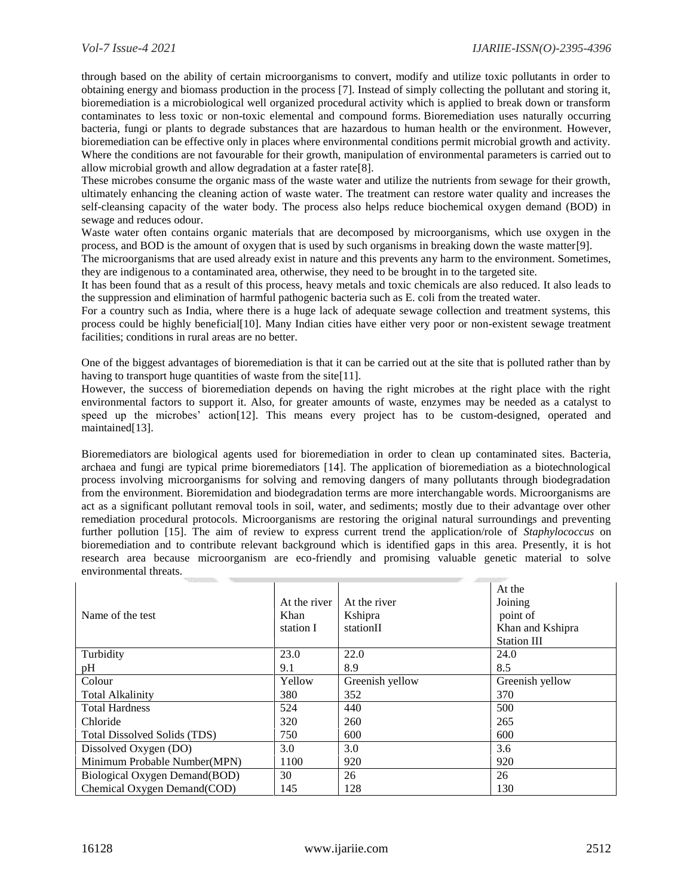through based on the ability of certain microorganisms to convert, modify and utilize toxic pollutants in order to obtaining energy and biomass production in the process [7]. Instead of simply collecting the pollutant and storing it, bioremediation is a microbiological well organized procedural activity which is applied to break down or transform contaminates to less toxic or non-toxic elemental and compound forms. Bioremediation uses naturally occurring bacteria, fungi or plants to degrade substances that are hazardous to human health or the environment. However, bioremediation can be effective only in places where environmental conditions permit microbial growth and activity. Where the conditions are not favourable for their growth, manipulation of environmental parameters is carried out to allow microbial growth and allow degradation at a faster rate[8].

These microbes consume the organic mass of the waste water and utilize the nutrients from sewage for their growth, ultimately enhancing the cleaning action of waste water. The treatment can restore water quality and increases the self-cleansing capacity of the water body. The process also helps reduce biochemical oxygen demand (BOD) in sewage and reduces odour.

Waste water often contains organic materials that are decomposed by microorganisms, which use oxygen in the process, and BOD is the amount of oxygen that is used by such organisms in breaking down the waste matter[9].

The microorganisms that are used already exist in nature and this prevents any harm to the environment. Sometimes, they are indigenous to a contaminated area, otherwise, they need to be brought in to the targeted site.

It has been found that as a result of this process, heavy metals and toxic chemicals are also reduced. It also leads to the suppression and elimination of harmful pathogenic bacteria such as E. coli from the treated water.

For a country such as India, where there is a huge lack of adequate sewage collection and treatment systems, this process could be highly beneficial[10]. Many Indian cities have either very poor or non-existent sewage treatment facilities; conditions in rural areas are no better.

One of the biggest advantages of bioremediation is that it can be carried out at the site that is polluted rather than by having to transport huge quantities of waste from the site[11].

However, the success of bioremediation depends on having the right microbes at the right place with the right environmental factors to support it. Also, for greater amounts of waste, enzymes may be needed as a catalyst to speed up the microbes' action[12]. This means every project has to be custom-designed, operated and maintained[13].

Bioremediators are biological agents used for bioremediation in order to clean up contaminated sites. Bacteria, archaea and fungi are typical prime bioremediators [14]. The application of bioremediation as a biotechnological process involving microorganisms for solving and removing dangers of many pollutants through biodegradation from the environment. Bioremidation and biodegradation terms are more interchangable words. Microorganisms are act as a significant pollutant removal tools in soil, water, and sediments; mostly due to their advantage over other remediation procedural protocols. Microorganisms are restoring the original natural surroundings and preventing further pollution [15]. The aim of review to express current trend the application/role of *Staphylococcus* on bioremediation and to contribute relevant background which is identified gaps in this area. Presently, it is hot research area because microorganism are eco-friendly and promising valuable genetic material to solve environmental threats.

| Name of the test | At the river Khan station I | At the river Kshipra stationII | At the Joining point of Khan and Kshipra Station III |
| --- | --- | --- | --- |
| Turbidity | 23.0 | 22.0 | 24.0 |
| pH | 9.1 | 8.9 | 8.5 |
| Colour | Yellow | Greenish yellow | Greenish yellow |
| Total Alkalinity | 380 | 352 | 370 |
| Total Hardness | 524 | 440 | 500 |
| Chloride | 320 | 260 | 265 |
| Total Dissolved Solids (TDS) | 750 | 600 | 600 |
| Dissolved Oxygen (DO) | 3.0 | 3.0 | 3.6 |
| Minimum Probable Number(MPN) | 1100 | 920 | 920 |
| Biological Oxygen Demand(BOD) | 30 | 26 | 26 |
| Chemical Oxygen Demand(COD) | 145 | 128 | 130 |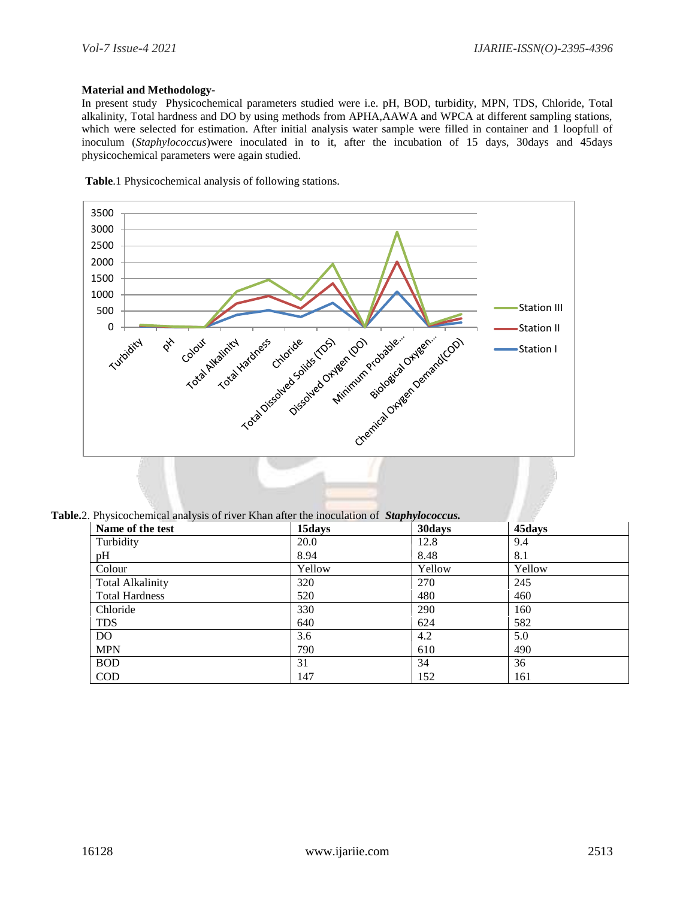**Material and Methodology-**

In present study Physicochemical parameters studied were i.e. pH, BOD, turbidity, MPN, TDS, Chloride, Total alkalinity, Total hardness and DO by using methods from APHA,AAWA and WPCA at different sampling stations, which were selected for estimation. After initial analysis water sample were filled in container and 1 loopfull of inoculum (*Staphylococcus*)were inoculated in to it, after the incubation of 15 days, 30days and 45days physicochemical parameters were again studied.

**Table**.1 Physicochemical analysis of following stations.

**Table.**2. Physicochemical analysis of river Khan after the inoculation of ***Staphylococcus.***

| Name of the test | 15days | 30days | 45days |
|---|---|---|---|
| Turbidity | 20.0 | 12.8 | 9.4 |
| pH | 8.94 | 8.48 | 8.1 |
| Colour | Yellow | Yellow | Yellow |
| Total Alkalinity | 320 | 270 | 245 |
| Total Hardness | 520 | 480 | 460 |
| Chloride | 330 | 290 | 160 |
| TDS | 640 | 624 | 582 |
| DO | 3.6 | 4.2 | 5.0 |
| MPN | 790 | 610 | 490 |
| BOD | 31 | 34 | 36 |
| COD | 147 | 152 | 161 |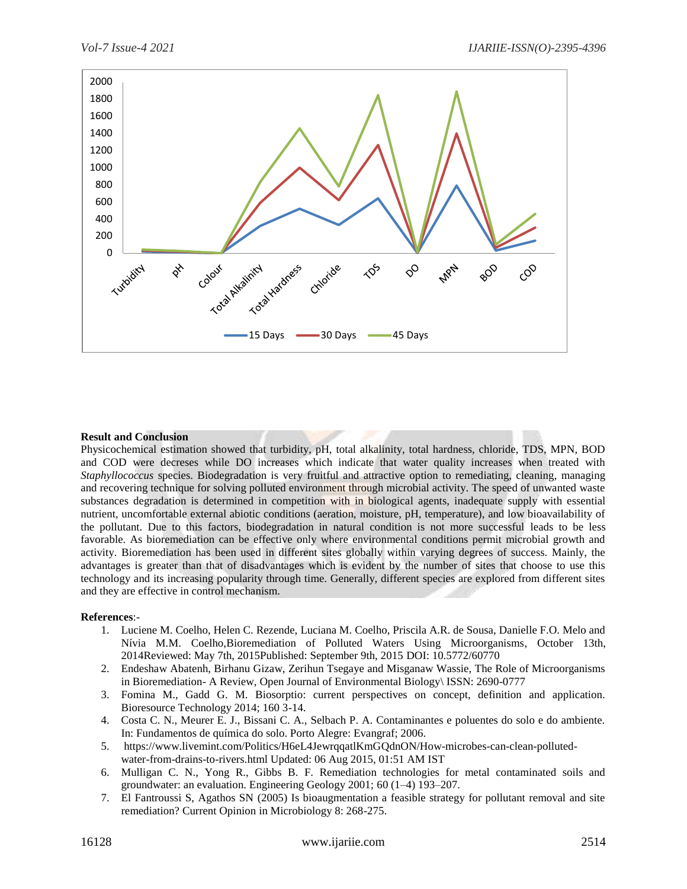**Result and Conclusion**

Physicochemical estimation showed that turbidity, pH, total alkalinity, total hardness, chloride, TDS, MPN, BOD and COD were decreses while DO increases which indicate that water quality increases when treated with *Staphyllococcus* species. Biodegradation is very fruitful and attractive option to remediating, cleaning, managing and recovering technique for solving polluted environment through microbial activity. The speed of unwanted waste substances degradation is determined in competition with in biological agents, inadequate supply with essential nutrient, uncomfortable external abiotic conditions (aeration, moisture, pH, temperature), and low bioavailability of the pollutant. Due to this factors, biodegradation in natural condition is not more successful leads to be less favorable. As bioremediation can be effective only where environmental conditions permit microbial growth and activity. Bioremediation has been used in different sites globally within varying degrees of success. Mainly, the advantages is greater than that of disadvantages which is evident by the number of sites that choose to use this technology and its increasing popularity through time. Generally, different species are explored from different sites and they are effective in control mechanism.

**References**:-

1. Luciene M. Coelho, Helen C. Rezende, Luciana M. Coelho, Priscila A.R. de Sousa, Danielle F.O. Melo and Nívia M.M. Coelho,Bioremediation of Polluted Waters Using Microorganisms, October 13th, 2014Reviewed: May 7th, 2015Published: September 9th, 2015 DOI: 10.5772/60770
2. Endeshaw Abatenh, Birhanu Gizaw, Zerihun Tsegaye and Misganaw Wassie, The Role of Microorganisms in Bioremediation- A Review, Open Journal of Environmental Biology\ ISSN: 2690-0777
3. Fomina M., Gadd G. M. Biosorptio: current perspectives on concept, definition and application. Bioresource Technology 2014; 160 3-14.
4. Costa C. N., Meurer E. J., Bissani C. A., Selbach P. A. Contaminantes e poluentes do solo e do ambiente. In: Fundamentos de química do solo. Porto Alegre: Evangraf; 2006.
5. https://www.livemint.com/Politics/H6eL4JewrqqatlKmGQdnON/How-microbes-can-clean-polluted-water-from-drains-to-rivers.html Updated: 06 Aug 2015, 01:51 AM IST
6. Mulligan C. N., Yong R., Gibbs B. F. Remediation technologies for metal contaminated soils and groundwater: an evaluation. Engineering Geology 2001; 60 (1–4) 193–207.
7. El Fantroussi S, Agathos SN (2005) Is bioaugmentation a feasible strategy for pollutant removal and site remediation? Current Opinion in Microbiology 8: 268-275.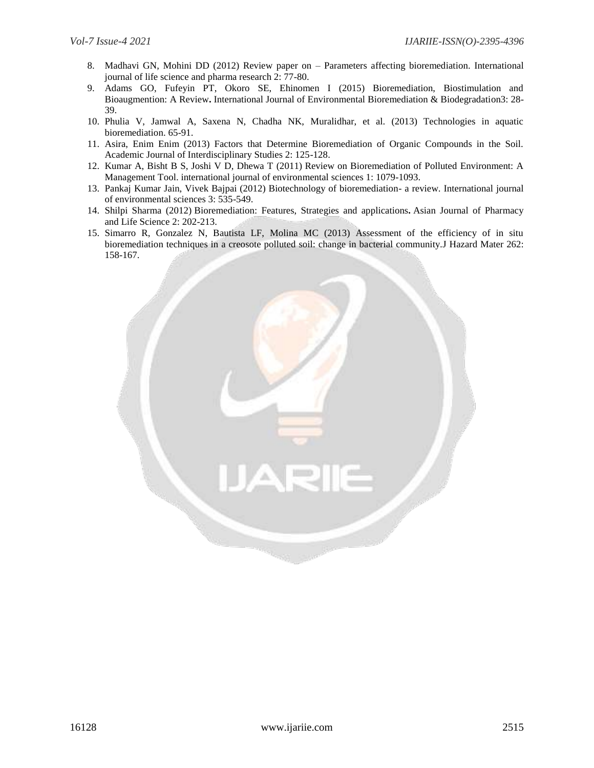8. Madhavi GN, Mohini DD (2012) Review paper on – Parameters affecting bioremediation. International journal of life science and pharma research 2: 77-80.
9. Adams GO, Fufeyin PT, Okoro SE, Ehinomen I (2015) Bioremediation, Biostimulation and Bioaugmention: A Review**.** International Journal of Environmental Bioremediation & Biodegradation3: 28-39.
10. Phulia V, Jamwal A, Saxena N, Chadha NK, Muralidhar, et al. (2013) Technologies in aquatic bioremediation. 65-91.
11. Asira, Enim Enim (2013) Factors that Determine Bioremediation of Organic Compounds in the Soil. Academic Journal of Interdisciplinary Studies 2: 125-128.
12. Kumar A, Bisht B S, Joshi V D, Dhewa T (2011) Review on Bioremediation of Polluted Environment: A Management Tool. international journal of environmental sciences 1: 1079-1093.
13. Pankaj Kumar Jain, Vivek Bajpai (2012) Biotechnology of bioremediation- a review. International journal of environmental sciences 3: 535-549.
14. Shilpi Sharma (2012) Bioremediation: Features, Strategies and applications**.** Asian Journal of Pharmacy and Life Science 2: 202-213.
15. Simarro R, Gonzalez N, Bautista LF, Molina MC (2013) Assessment of the efficiency of in situ bioremediation techniques in a creosote polluted soil: change in bacterial community.J Hazard Mater 262: 158-167.